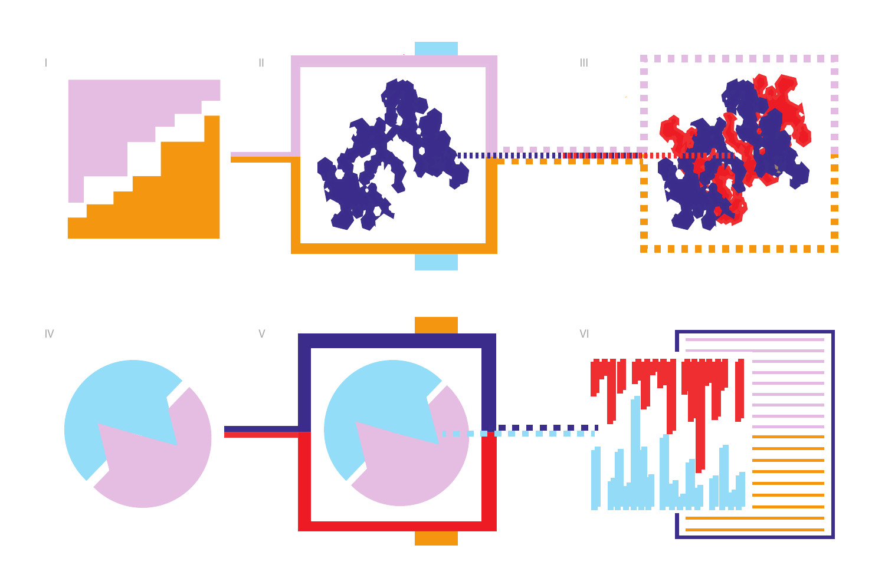I

II

III

IV

V

VI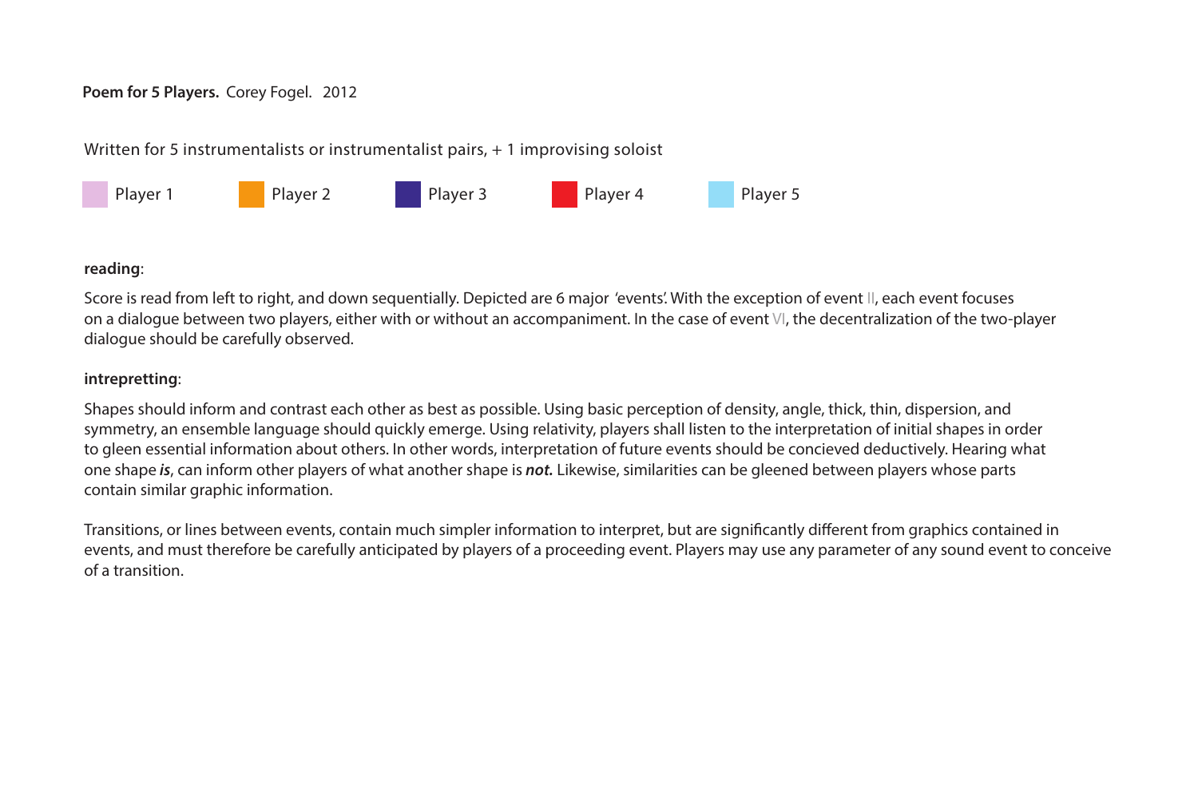**Poem for 5 Players.** Corey Fogel. 2012

Written for 5 instrumentalists or instrumentalist pairs, + 1 improvising soloist

Player 1 Player 2 Player 3 Player 4 Player 5

**reading**:

Score is read from left to right, and down sequentially. Depicted are 6 major 'events'. With the exception of event II, each event focuses on a dialogue between two players, either with or without an accompaniment. In the case of event VI, the decentralization of the two-player dialogue should be carefully observed.

**intrepretting**:

Shapes should inform and contrast each other as best as possible. Using basic perception of density, angle, thick, thin, dispersion, and symmetry, an ensemble language should quickly emerge. Using relativity, players shall listen to the interpretation of initial shapes in order to gleen essential information about others. In other words, interpretation of future events should be concieved deductively. Hearing what one shape ***is***, can inform other players of what another shape is ***not.*** Likewise, similarities can be gleened between players whose parts contain similar graphic information.

Transitions, or lines between events, contain much simpler information to interpret, but are significantly different from graphics contained in events, and must therefore be carefully anticipated by players of a proceeding event. Players may use any parameter of any sound event to conceive of a transition.